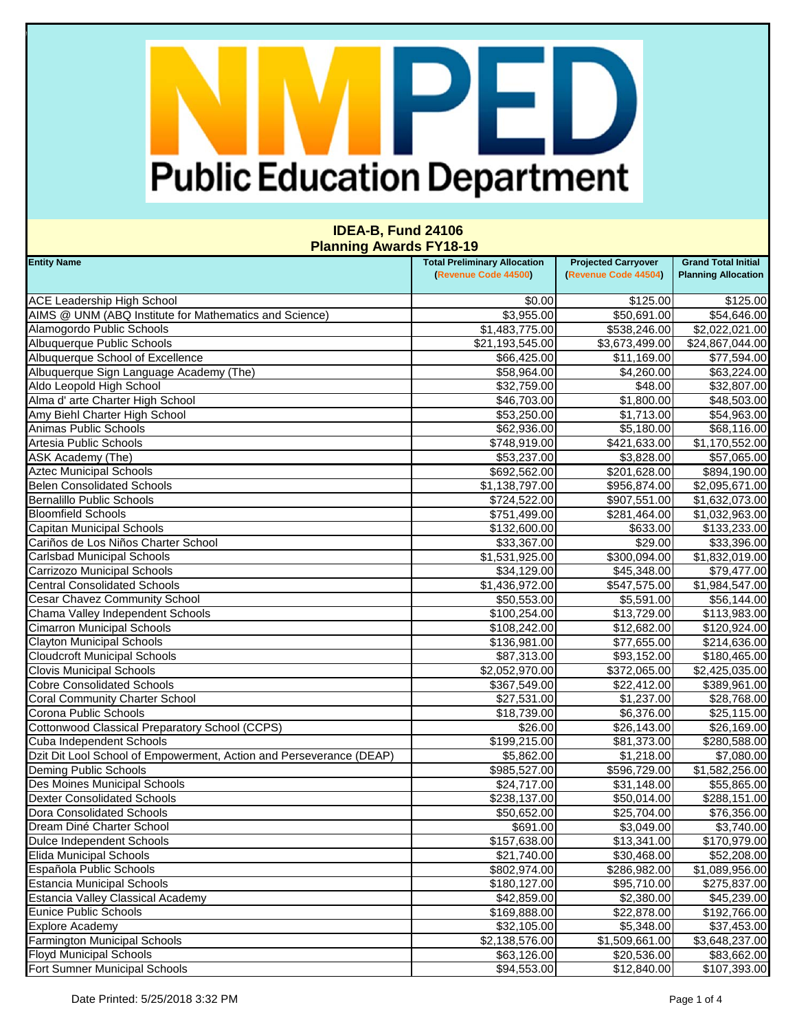# NMPED Public Education Department

## IDEA-B, Fund 24106
## Planning Awards FY18-19

| Entity Name | Total Preliminary Allocation (Revenue Code 44500) | Projected Carryover (Revenue Code 44504) | Grand Total Initial Planning Allocation |
|---|---|---|---|
| ACE Leadership High School | $0.00 | $125.00 | $125.00 |
| AIMS @ UNM (ABQ Institute for Mathematics and Science) | $3,955.00 | $50,691.00 | $54,646.00 |
| Alamogordo Public Schools | $1,483,775.00 | $538,246.00 | $2,022,021.00 |
| Albuquerque Public Schools | $21,193,545.00 | $3,673,499.00 | $24,867,044.00 |
| Albuquerque School of Excellence | $66,425.00 | $11,169.00 | $77,594.00 |
| Albuquerque Sign Language Academy (The) | $58,964.00 | $4,260.00 | $63,224.00 |
| Aldo Leopold High School | $32,759.00 | $48.00 | $32,807.00 |
| Alma d' arte Charter High School | $46,703.00 | $1,800.00 | $48,503.00 |
| Amy Biehl Charter High School | $53,250.00 | $1,713.00 | $54,963.00 |
| Animas Public Schools | $62,936.00 | $5,180.00 | $68,116.00 |
| Artesia Public Schools | $748,919.00 | $421,633.00 | $1,170,552.00 |
| ASK Academy (The) | $53,237.00 | $3,828.00 | $57,065.00 |
| Aztec Municipal Schools | $692,562.00 | $201,628.00 | $894,190.00 |
| Belen Consolidated Schools | $1,138,797.00 | $956,874.00 | $2,095,671.00 |
| Bernalillo Public Schools | $724,522.00 | $907,551.00 | $1,632,073.00 |
| Bloomfield Schools | $751,499.00 | $281,464.00 | $1,032,963.00 |
| Capitan Municipal Schools | $132,600.00 | $633.00 | $133,233.00 |
| Cariños de Los Niños Charter School | $33,367.00 | $29.00 | $33,396.00 |
| Carlsbad Municipal Schools | $1,531,925.00 | $300,094.00 | $1,832,019.00 |
| Carrizozo Municipal Schools | $34,129.00 | $45,348.00 | $79,477.00 |
| Central Consolidated Schools | $1,436,972.00 | $547,575.00 | $1,984,547.00 |
| Cesar Chavez Community School | $50,553.00 | $5,591.00 | $56,144.00 |
| Chama Valley Independent Schools | $100,254.00 | $13,729.00 | $113,983.00 |
| Cimarron Municipal Schools | $108,242.00 | $12,682.00 | $120,924.00 |
| Clayton Municipal Schools | $136,981.00 | $77,655.00 | $214,636.00 |
| Cloudcroft Municipal Schools | $87,313.00 | $93,152.00 | $180,465.00 |
| Clovis Municipal Schools | $2,052,970.00 | $372,065.00 | $2,425,035.00 |
| Cobre Consolidated Schools | $367,549.00 | $22,412.00 | $389,961.00 |
| Coral Community Charter School | $27,531.00 | $1,237.00 | $28,768.00 |
| Corona Public Schools | $18,739.00 | $6,376.00 | $25,115.00 |
| Cottonwood Classical Preparatory School (CCPS) | $26.00 | $26,143.00 | $26,169.00 |
| Cuba Independent Schools | $199,215.00 | $81,373.00 | $280,588.00 |
| Dzit Dit Lool School of Empowerment, Action and Perseverance (DEAP) | $5,862.00 | $1,218.00 | $7,080.00 |
| Deming Public Schools | $985,527.00 | $596,729.00 | $1,582,256.00 |
| Des Moines Municipal Schools | $24,717.00 | $31,148.00 | $55,865.00 |
| Dexter Consolidated Schools | $238,137.00 | $50,014.00 | $288,151.00 |
| Dora Consolidated Schools | $50,652.00 | $25,704.00 | $76,356.00 |
| Dream Diné Charter School | $691.00 | $3,049.00 | $3,740.00 |
| Dulce Independent Schools | $157,638.00 | $13,341.00 | $170,979.00 |
| Elida Municipal Schools | $21,740.00 | $30,468.00 | $52,208.00 |
| Española Public Schools | $802,974.00 | $286,982.00 | $1,089,956.00 |
| Estancia Municipal Schools | $180,127.00 | $95,710.00 | $275,837.00 |
| Estancia Valley Classical Academy | $42,859.00 | $2,380.00 | $45,239.00 |
| Eunice Public Schools | $169,888.00 | $22,878.00 | $192,766.00 |
| Explore Academy | $32,105.00 | $5,348.00 | $37,453.00 |
| Farmington Municipal Schools | $2,138,576.00 | $1,509,661.00 | $3,648,237.00 |
| Floyd Municipal Schools | $63,126.00 | $20,536.00 | $83,662.00 |
| Fort Sumner Municipal Schools | $94,553.00 | $12,840.00 | $107,393.00 |

Date Printed: 5/25/2018 3:32 PM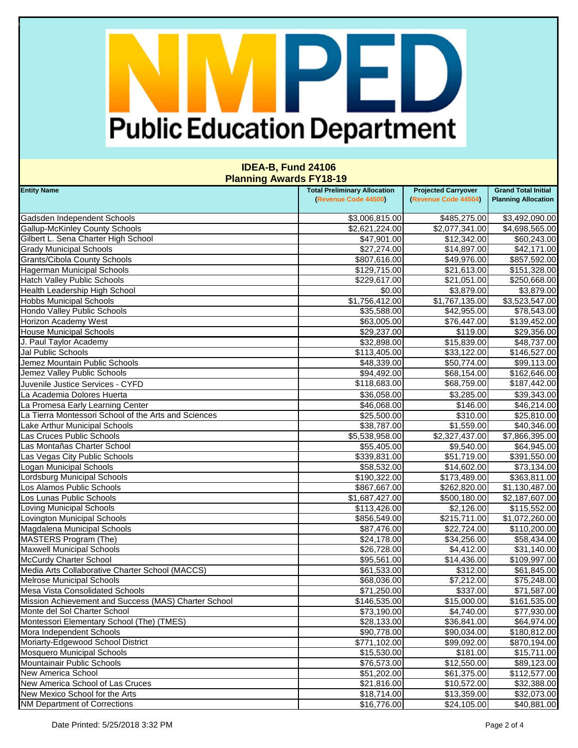# Public Education Department

## IDEA-B, Fund 24106
## Planning Awards FY18-19

| Entity Name | Total Preliminary Allocation (Revenue Code 44500) | Projected Carryover (Revenue Code 44504) | Grand Total Initial Planning Allocation |
|---|---|---|---|
| Gadsden Independent Schools | $3,006,815.00 | $485,275.00 | $3,492,090.00 |
| Gallup-McKinley County Schools | $2,621,224.00 | $2,077,341.00 | $4,698,565.00 |
| Gilbert L. Sena Charter High School | $47,901.00 | $12,342.00 | $60,243.00 |
| Grady Municipal Schools | $27,274.00 | $14,897.00 | $42,171.00 |
| Grants/Cibola County Schools | $807,616.00 | $49,976.00 | $857,592.00 |
| Hagerman Municipal Schools | $129,715.00 | $21,613.00 | $151,328.00 |
| Hatch Valley Public Schools | $229,617.00 | $21,051.00 | $250,668.00 |
| Health Leadership High School | $0.00 | $3,879.00 | $3,879.00 |
| Hobbs Municipal Schools | $1,756,412.00 | $1,767,135.00 | $3,523,547.00 |
| Hondo Valley Public Schools | $35,588.00 | $42,955.00 | $78,543.00 |
| Horizon Academy West | $63,005.00 | $76,447.00 | $139,452.00 |
| House Municipal Schools | $29,237.00 | $119.00 | $29,356.00 |
| J. Paul Taylor Academy | $32,898.00 | $15,839.00 | $48,737.00 |
| Jal Public Schools | $113,405.00 | $33,122.00 | $146,527.00 |
| Jemez Mountain Public Schools | $48,339.00 | $50,774.00 | $99,113.00 |
| Jemez Valley Public Schools | $94,492.00 | $68,154.00 | $162,646.00 |
| Juvenile Justice Services - CYFD | $118,683.00 | $68,759.00 | $187,442.00 |
| La Academia Dolores Huerta | $36,058.00 | $3,285.00 | $39,343.00 |
| La Promesa Early Learning Center | $46,068.00 | $146.00 | $46,214.00 |
| La Tierra Montessori School of the Arts and Sciences | $25,500.00 | $310.00 | $25,810.00 |
| Lake Arthur Municipal Schools | $38,787.00 | $1,559.00 | $40,346.00 |
| Las Cruces Public Schools | $5,538,958.00 | $2,327,437.00 | $7,866,395.00 |
| Las Montañas Charter School | $55,405.00 | $9,540.00 | $64,945.00 |
| Las Vegas City Public Schools | $339,831.00 | $51,719.00 | $391,550.00 |
| Logan Municipal Schools | $58,532.00 | $14,602.00 | $73,134.00 |
| Lordsburg Municipal Schools | $190,322.00 | $173,489.00 | $363,811.00 |
| Los Alamos Public Schools | $867,667.00 | $262,820.00 | $1,130,487.00 |
| Los Lunas Public Schools | $1,687,427.00 | $500,180.00 | $2,187,607.00 |
| Loving Municipal Schools | $113,426.00 | $2,126.00 | $115,552.00 |
| Lovington Municipal Schools | $856,549.00 | $215,711.00 | $1,072,260.00 |
| Magdalena Municipal Schools | $87,476.00 | $22,724.00 | $110,200.00 |
| MASTERS Program (The) | $24,178.00 | $34,256.00 | $58,434.00 |
| Maxwell Municipal Schools | $26,728.00 | $4,412.00 | $31,140.00 |
| McCurdy Charter School | $95,561.00 | $14,436.00 | $109,997.00 |
| Media Arts Collaborative Charter School (MACCS) | $61,533.00 | $312.00 | $61,845.00 |
| Melrose Municipal Schools | $68,036.00 | $7,212.00 | $75,248.00 |
| Mesa Vista Consolidated Schools | $71,250.00 | $337.00 | $71,587.00 |
| Mission Achievement and Success (MAS) Charter School | $146,535.00 | $15,000.00 | $161,535.00 |
| Monte del Sol Charter School | $73,190.00 | $4,740.00 | $77,930.00 |
| Montessori Elementary School (The) (TMES) | $28,133.00 | $36,841.00 | $64,974.00 |
| Mora Independent Schools | $90,778.00 | $90,034.00 | $180,812.00 |
| Moriarty-Edgewood School District | $771,102.00 | $99,092.00 | $870,194.00 |
| Mosquero Municipal Schools | $15,530.00 | $181.00 | $15,711.00 |
| Mountainair Public Schools | $76,573.00 | $12,550.00 | $89,123.00 |
| New America School | $51,202.00 | $61,375.00 | $112,577.00 |
| New America School of Las Cruces | $21,816.00 | $10,572.00 | $32,388.00 |
| New Mexico School for the Arts | $18,714.00 | $13,359.00 | $32,073.00 |
| NM Department of Corrections | $16,776.00 | $24,105.00 | $40,881.00 |

Date Printed: 5/25/2018 3:32 PM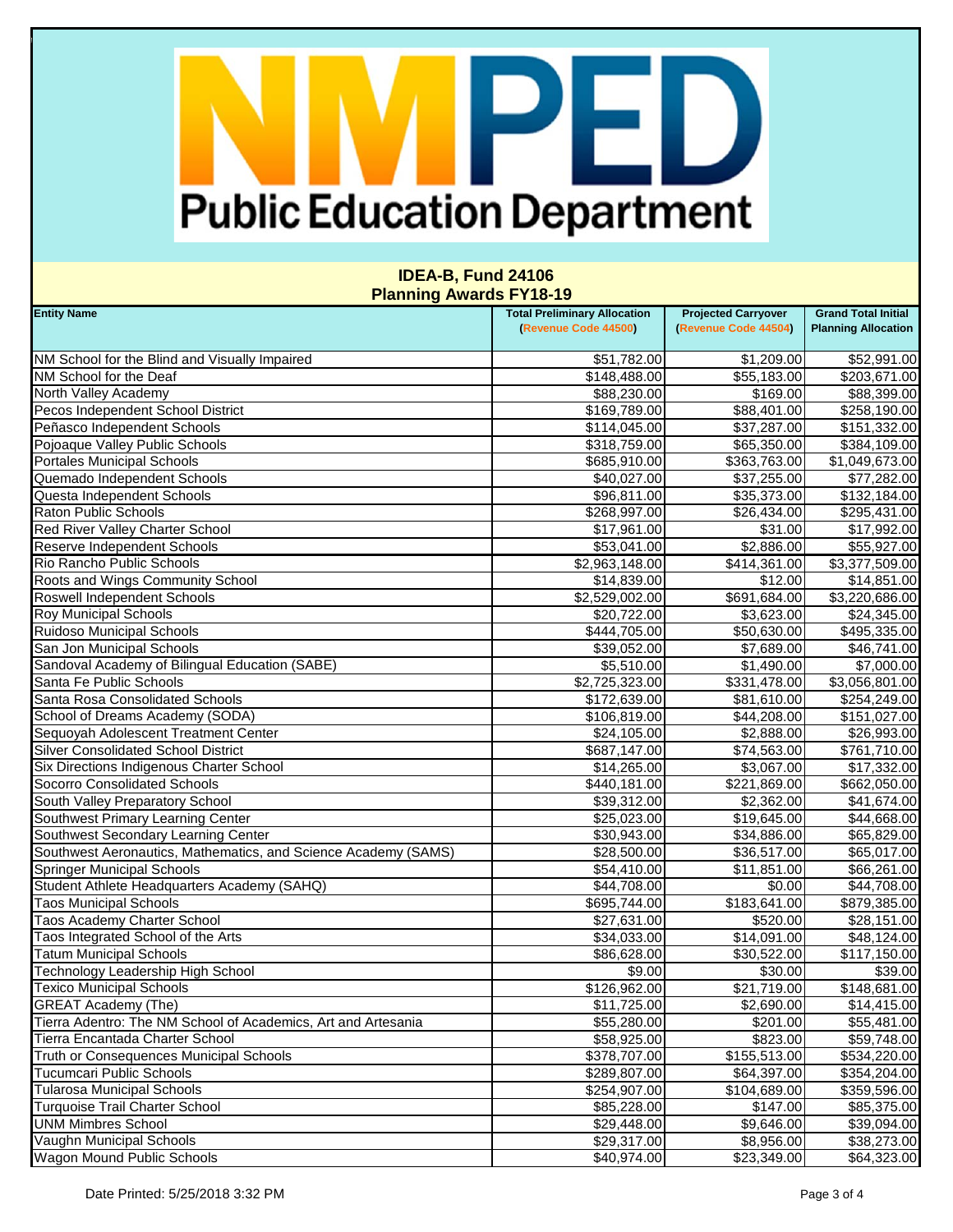# NMPED Public Education Department

## IDEA-B, Fund 24106
## Planning Awards FY18-19

| Entity Name | Total Preliminary Allocation (Revenue Code 44500) | Projected Carryover (Revenue Code 44504) | Grand Total Initial Planning Allocation |
|---|---|---|---|
| NM School for the Blind and Visually Impaired | $51,782.00 | $1,209.00 | $52,991.00 |
| NM School for the Deaf | $148,488.00 | $55,183.00 | $203,671.00 |
| North Valley Academy | $88,230.00 | $169.00 | $88,399.00 |
| Pecos Independent School District | $169,789.00 | $88,401.00 | $258,190.00 |
| Peñasco Independent Schools | $114,045.00 | $37,287.00 | $151,332.00 |
| Pojoaque Valley Public Schools | $318,759.00 | $65,350.00 | $384,109.00 |
| Portales Municipal Schools | $685,910.00 | $363,763.00 | $1,049,673.00 |
| Quemado Independent Schools | $40,027.00 | $37,255.00 | $77,282.00 |
| Questa Independent Schools | $96,811.00 | $35,373.00 | $132,184.00 |
| Raton Public Schools | $268,997.00 | $26,434.00 | $295,431.00 |
| Red River Valley Charter School | $17,961.00 | $31.00 | $17,992.00 |
| Reserve Independent Schools | $53,041.00 | $2,886.00 | $55,927.00 |
| Rio Rancho Public Schools | $2,963,148.00 | $414,361.00 | $3,377,509.00 |
| Roots and Wings Community School | $14,839.00 | $12.00 | $14,851.00 |
| Roswell Independent Schools | $2,529,002.00 | $691,684.00 | $3,220,686.00 |
| Roy Municipal Schools | $20,722.00 | $3,623.00 | $24,345.00 |
| Ruidoso Municipal Schools | $444,705.00 | $50,630.00 | $495,335.00 |
| San Jon Municipal Schools | $39,052.00 | $7,689.00 | $46,741.00 |
| Sandoval Academy of Bilingual Education (SABE) | $5,510.00 | $1,490.00 | $7,000.00 |
| Santa Fe Public Schools | $2,725,323.00 | $331,478.00 | $3,056,801.00 |
| Santa Rosa Consolidated Schools | $172,639.00 | $81,610.00 | $254,249.00 |
| School of Dreams Academy (SODA) | $106,819.00 | $44,208.00 | $151,027.00 |
| Sequoyah Adolescent Treatment Center | $24,105.00 | $2,888.00 | $26,993.00 |
| Silver Consolidated School District | $687,147.00 | $74,563.00 | $761,710.00 |
| Six Directions Indigenous Charter School | $14,265.00 | $3,067.00 | $17,332.00 |
| Socorro Consolidated Schools | $440,181.00 | $221,869.00 | $662,050.00 |
| South Valley Preparatory School | $39,312.00 | $2,362.00 | $41,674.00 |
| Southwest Primary Learning Center | $25,023.00 | $19,645.00 | $44,668.00 |
| Southwest Secondary Learning Center | $30,943.00 | $34,886.00 | $65,829.00 |
| Southwest Aeronautics, Mathematics, and Science Academy (SAMS) | $28,500.00 | $36,517.00 | $65,017.00 |
| Springer Municipal Schools | $54,410.00 | $11,851.00 | $66,261.00 |
| Student Athlete Headquarters Academy (SAHQ) | $44,708.00 | $0.00 | $44,708.00 |
| Taos Municipal Schools | $695,744.00 | $183,641.00 | $879,385.00 |
| Taos Academy Charter School | $27,631.00 | $520.00 | $28,151.00 |
| Taos Integrated School of the Arts | $34,033.00 | $14,091.00 | $48,124.00 |
| Tatum Municipal Schools | $86,628.00 | $30,522.00 | $117,150.00 |
| Technology Leadership High School | $9.00 | $30.00 | $39.00 |
| Texico Municipal Schools | $126,962.00 | $21,719.00 | $148,681.00 |
| GREAT Academy (The) | $11,725.00 | $2,690.00 | $14,415.00 |
| Tierra Adentro: The NM School of Academics, Art and Artesania | $55,280.00 | $201.00 | $55,481.00 |
| Tierra Encantada Charter School | $58,925.00 | $823.00 | $59,748.00 |
| Truth or Consequences Municipal Schools | $378,707.00 | $155,513.00 | $534,220.00 |
| Tucumcari Public Schools | $289,807.00 | $64,397.00 | $354,204.00 |
| Tularosa Municipal Schools | $254,907.00 | $104,689.00 | $359,596.00 |
| Turquoise Trail Charter School | $85,228.00 | $147.00 | $85,375.00 |
| UNM Mimbres School | $29,448.00 | $9,646.00 | $39,094.00 |
| Vaughn Municipal Schools | $29,317.00 | $8,956.00 | $38,273.00 |
| Wagon Mound Public Schools | $40,974.00 | $23,349.00 | $64,323.00 |

Date Printed: 5/25/2018 3:32 PM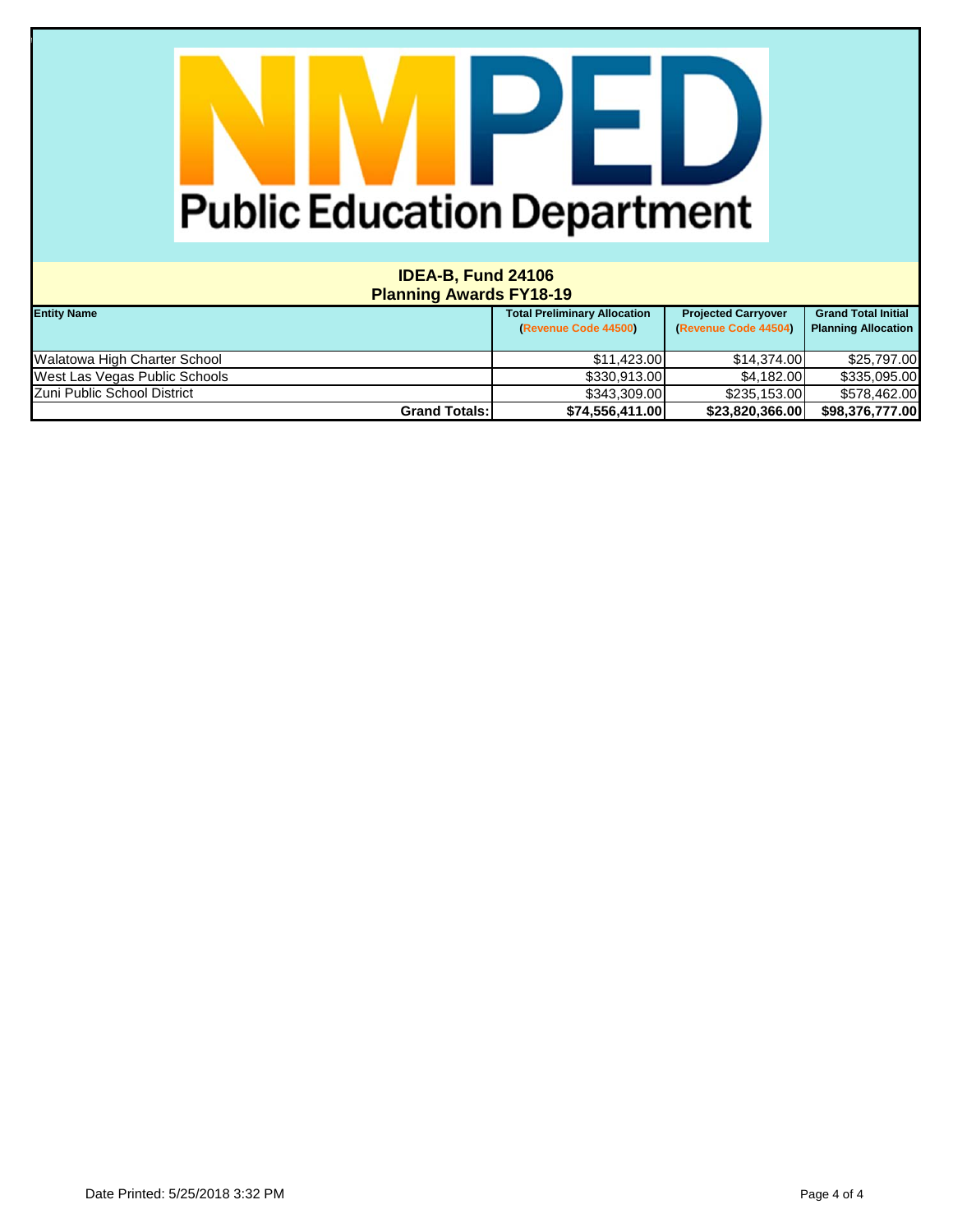NMPED Public Education Department

## IDEA-B, Fund 24106
## Planning Awards FY18-19

| Entity Name | Total Preliminary Allocation (Revenue Code 44500) | Projected Carryover (Revenue Code 44504) | Grand Total Initial Planning Allocation |
|---|---|---|---|
| Walatowa High Charter School | $11,423.00 | $14,374.00 | $25,797.00 |
| West Las Vegas Public Schools | $330,913.00 | $4,182.00 | $335,095.00 |
| Zuni Public School District | $343,309.00 | $235,153.00 | $578,462.00 |
| **Grand Totals:** | **$74,556,411.00** | **$23,820,366.00** | **$98,376,777.00** |

Date Printed: 5/25/2018 3:32 PM